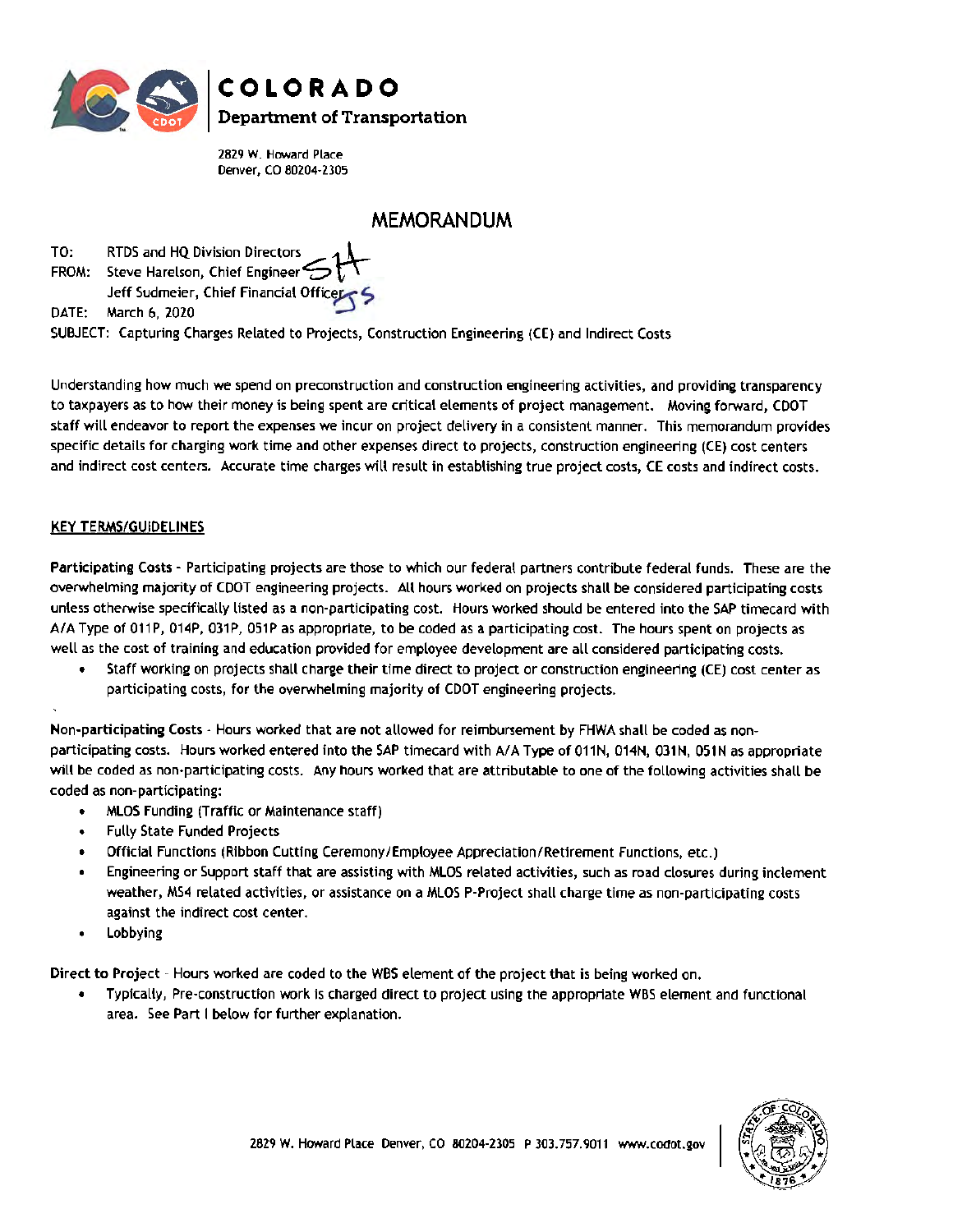**COLORADO**
**Department of Transportation**

2829 W. Howard Place
Denver, CO 80204-2305

# MEMORANDUM

TO: RTDS and HQ Division Directors
FROM: Steve Harelson, Chief Engineer
Jeff Sudmeier, Chief Financial Officer
DATE: March 6, 2020
SUBJECT: Capturing Charges Related to Projects, Construction Engineering (CE) and Indirect Costs

Understanding how much we spend on preconstruction and construction engineering activities, and providing transparency to taxpayers as to how their money is being spent are critical elements of project management. Moving forward, CDOT staff will endeavor to report the expenses we incur on project delivery in a consistent manner. This memorandum provides specific details for charging work time and other expenses direct to projects, construction engineering (CE) cost centers and indirect cost centers. Accurate time charges will result in establishing true project costs, CE costs and indirect costs.

## KEY TERMS/GUIDELINES

**Participating Costs** - Participating projects are those to which our federal partners contribute federal funds. These are the overwhelming majority of CDOT engineering projects. All hours worked on projects shall be considered participating costs unless otherwise specifically listed as a non-participating cost. Hours worked should be entered into the SAP timecard with A/A Type of 011P, 014P, 031P, 051P as appropriate, to be coded as a participating cost. The hours spent on projects as well as the cost of training and education provided for employee development are all considered participating costs.

- Staff working on projects shall charge their time direct to project or construction engineering (CE) cost center as participating costs, for the overwhelming majority of CDOT engineering projects.

**Non-participating Costs** - Hours worked that are not allowed for reimbursement by FHWA shall be coded as non-participating costs. Hours worked entered into the SAP timecard with A/A Type of 011N, 014N, 031N, 051N as appropriate will be coded as non-participating costs. Any hours worked that are attributable to one of the following activities shall be coded as non-participating:

- MLOS Funding (Traffic or Maintenance staff)
- Fully State Funded Projects
- Official Functions (Ribbon Cutting Ceremony/Employee Appreciation/Retirement Functions, etc.)
- Engineering or Support staff that are assisting with MLOS related activities, such as road closures during inclement weather, MS4 related activities, or assistance on a MLOS P-Project shall charge time as non-participating costs against the indirect cost center.
- Lobbying

**Direct to Project** - Hours worked are coded to the WBS element of the project that is being worked on.

- Typically, Pre-construction work is charged direct to project using the appropriate WBS element and functional area. See Part I below for further explanation.

2829 W. Howard Place Denver, CO 80204-2305 P 303.757.9011 www.codot.gov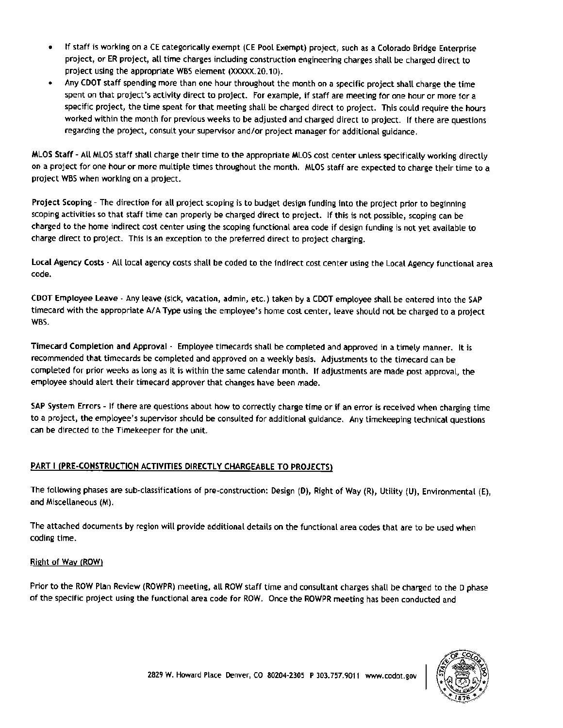- If staff is working on a CE categorically exempt (CE Pool Exempt) project, such as a Colorado Bridge Enterprise project, or ER project, all time charges including construction engineering charges shall be charged direct to project using the appropriate WBS element (XXXXX.20.10).
- Any CDOT staff spending more than one hour throughout the month on a specific project shall charge the time spent on that project's activity direct to project. For example, if staff are meeting for one hour or more for a specific project, the time spent for that meeting shall be charged direct to project. This could require the hours worked within the month for previous weeks to be adjusted and charged direct to project. If there are questions regarding the project, consult your supervisor and/or project manager for additional guidance.

**MLOS Staff** - All MLOS staff shall charge their time to the appropriate MLOS cost center unless specifically working directly on a project for one hour or more multiple times throughout the month. MLOS staff are expected to charge their time to a project WBS when working on a project.

**Project Scoping** - The direction for all project scoping is to budget design funding into the project prior to beginning scoping activities so that staff time can properly be charged direct to project. If this is not possible, scoping can be charged to the home indirect cost center using the scoping functional area code if design funding is not yet available to charge direct to project. This is an exception to the preferred direct to project charging.

**Local Agency Costs** - All local agency costs shall be coded to the indirect cost center using the Local Agency functional area code.

**CDOT Employee Leave** - Any leave (sick, vacation, admin, etc.) taken by a CDOT employee shall be entered into the SAP timecard with the appropriate A/A Type using the employee's home cost center, leave should not be charged to a project WBS.

**Timecard Completion and Approval** - Employee timecards shall be completed and approved in a timely manner. It is recommended that timecards be completed and approved on a weekly basis. Adjustments to the timecard can be completed for prior weeks as long as it is within the same calendar month. If adjustments are made post approval, the employee should alert their timecard approver that changes have been made.

**SAP System Errors** - If there are questions about how to correctly charge time or if an error is received when charging time to a project, the employee's supervisor should be consulted for additional guidance. Any timekeeping technical questions can be directed to the Timekeeper for the unit.

## PART I (PRE-CONSTRUCTION ACTIVITIES DIRECTLY CHARGEABLE TO PROJECTS)

The following phases are sub-classifications of pre-construction: Design (D), Right of Way (R), Utility (U), Environmental (E), and Miscellaneous (M).

The attached documents by region will provide additional details on the functional area codes that are to be used when coding time.

### Right of Way (ROW)

Prior to the ROW Plan Review (ROWPR) meeting, all ROW staff time and consultant charges shall be charged to the D phase of the specific project using the functional area code for ROW. Once the ROWPR meeting has been conducted and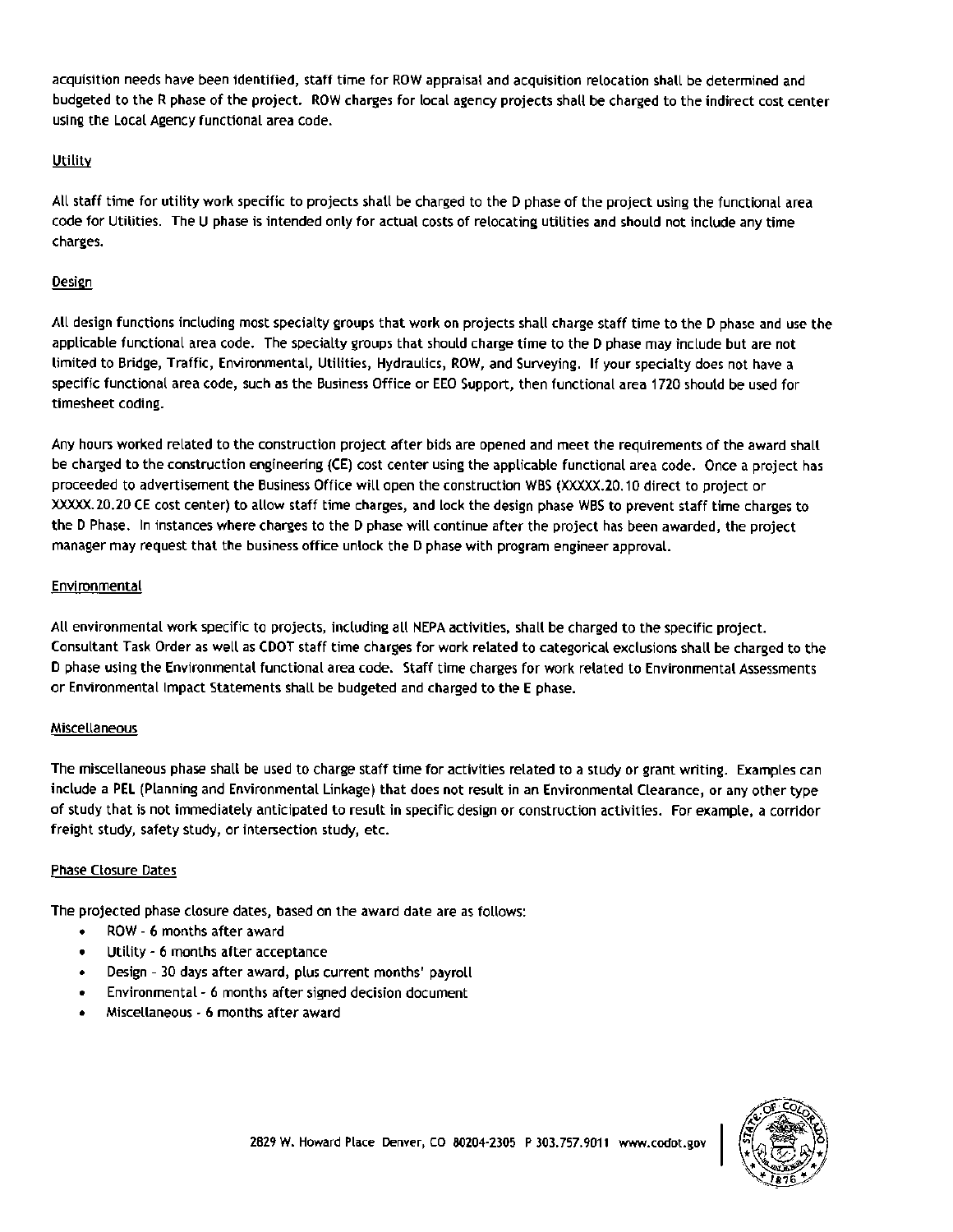acquisition needs have been identified, staff time for ROW appraisal and acquisition relocation shall be determined and budgeted to the R phase of the project. ROW charges for local agency projects shall be charged to the indirect cost center using the Local Agency functional area code.

## Utility

All staff time for utility work specific to projects shall be charged to the D phase of the project using the functional area code for Utilities. The U phase is intended only for actual costs of relocating utilities and should not include any time charges.

## Design

All design functions including most specialty groups that work on projects shall charge staff time to the D phase and use the applicable functional area code. The specialty groups that should charge time to the D phase may include but are not limited to Bridge, Traffic, Environmental, Utilities, Hydraulics, ROW, and Surveying. If your specialty does not have a specific functional area code, such as the Business Office or EEO Support, then functional area 1720 should be used for timesheet coding.

Any hours worked related to the construction project after bids are opened and meet the requirements of the award shall be charged to the construction engineering (CE) cost center using the applicable functional area code. Once a project has proceeded to advertisement the Business Office will open the construction WBS (XXXXX.20.10 direct to project or XXXXX.20.20 CE cost center) to allow staff time charges, and lock the design phase WBS to prevent staff time charges to the D Phase. In instances where charges to the D phase will continue after the project has been awarded, the project manager may request that the business office unlock the D phase with program engineer approval.

## Environmental

All environmental work specific to projects, including all NEPA activities, shall be charged to the specific project. Consultant Task Order as well as CDOT staff time charges for work related to categorical exclusions shall be charged to the D phase using the Environmental functional area code. Staff time charges for work related to Environmental Assessments or Environmental Impact Statements shall be budgeted and charged to the E phase.

## Miscellaneous

The miscellaneous phase shall be used to charge staff time for activities related to a study or grant writing. Examples can include a PEL (Planning and Environmental Linkage) that does not result in an Environmental Clearance, or any other type of study that is not immediately anticipated to result in specific design or construction activities. For example, a corridor freight study, safety study, or intersection study, etc.

## Phase Closure Dates

The projected phase closure dates, based on the award date are as follows:

- ROW - 6 months after award
- Utility - 6 months after acceptance
- Design - 30 days after award, plus current months' payroll
- Environmental - 6 months after signed decision document
- Miscellaneous - 6 months after award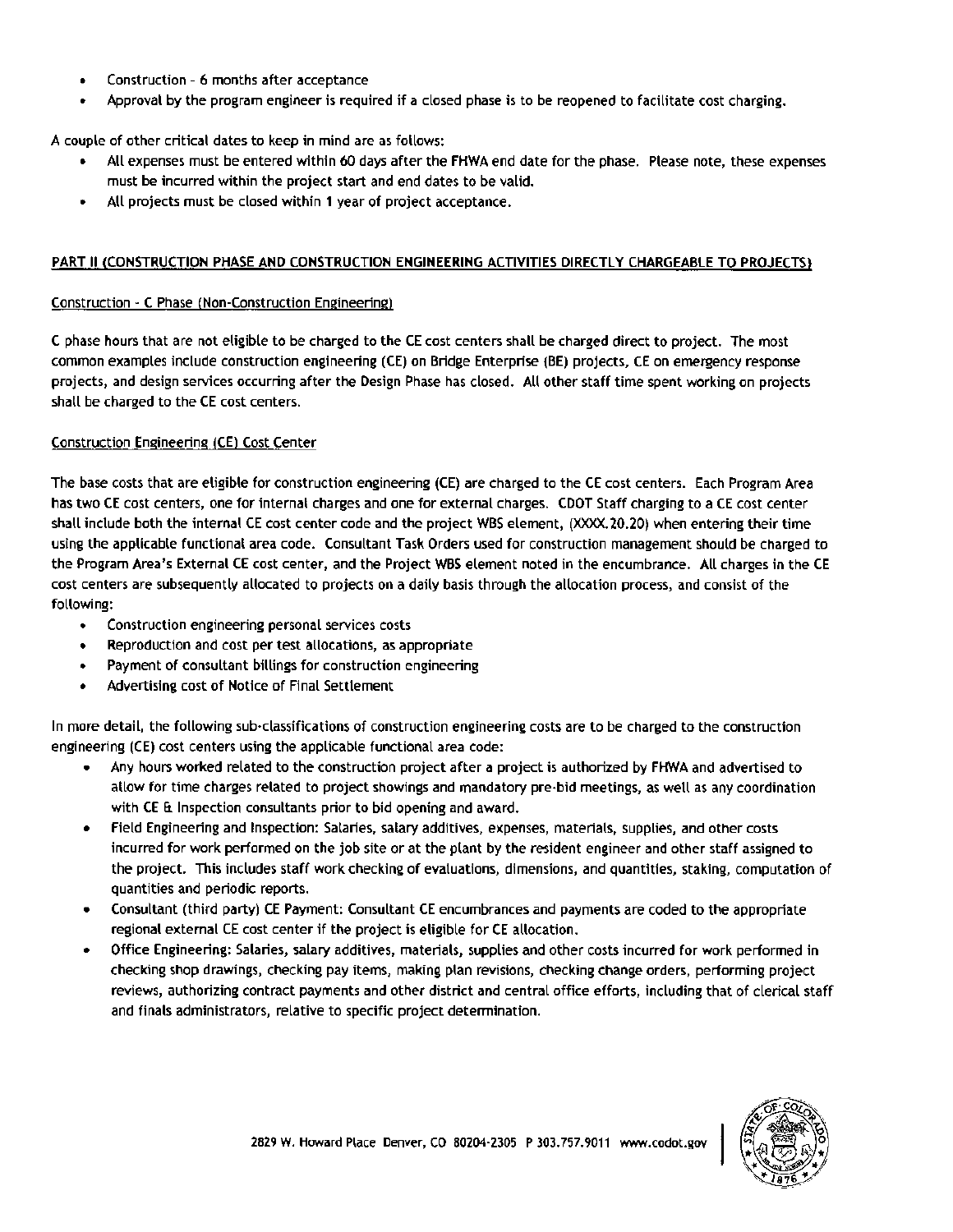- Construction - 6 months after acceptance
- Approval by the program engineer is required if a closed phase is to be reopened to facilitate cost charging.

A couple of other critical dates to keep in mind are as follows:

- All expenses must be entered within 60 days after the FHWA end date for the phase. Please note, these expenses must be incurred within the project start and end dates to be valid.
- All projects must be closed within 1 year of project acceptance.

## PART II (CONSTRUCTION PHASE AND CONSTRUCTION ENGINEERING ACTIVITIES DIRECTLY CHARGEABLE TO PROJECTS)

### Construction - C Phase (Non-Construction Engineering)

C phase hours that are not eligible to be charged to the CE cost centers shall be charged direct to project. The most common examples include construction engineering (CE) on Bridge Enterprise (BE) projects, CE on emergency response projects, and design services occurring after the Design Phase has closed. All other staff time spent working on projects shall be charged to the CE cost centers.

### Construction Engineering (CE) Cost Center

The base costs that are eligible for construction engineering (CE) are charged to the CE cost centers. Each Program Area has two CE cost centers, one for internal charges and one for external charges. CDOT Staff charging to a CE cost center shall include both the internal CE cost center code and the project WBS element, (XXXX.20.20) when entering their time using the applicable functional area code. Consultant Task Orders used for construction management should be charged to the Program Area's External CE cost center, and the Project WBS element noted in the encumbrance. All charges in the CE cost centers are subsequently allocated to projects on a daily basis through the allocation process, and consist of the following:

- Construction engineering personal services costs
- Reproduction and cost per test allocations, as appropriate
- Payment of consultant billings for construction engineering
- Advertising cost of Notice of Final Settlement

In more detail, the following sub-classifications of construction engineering costs are to be charged to the construction engineering (CE) cost centers using the applicable functional area code:

- Any hours worked related to the construction project after a project is authorized by FHWA and advertised to allow for time charges related to project showings and mandatory pre-bid meetings, as well as any coordination with CE & Inspection consultants prior to bid opening and award.
- Field Engineering and Inspection: Salaries, salary additives, expenses, materials, supplies, and other costs incurred for work performed on the job site or at the plant by the resident engineer and other staff assigned to the project. This includes staff work checking of evaluations, dimensions, and quantities, staking, computation of quantities and periodic reports.
- Consultant (third party) CE Payment: Consultant CE encumbrances and payments are coded to the appropriate regional external CE cost center if the project is eligible for CE allocation.
- Office Engineering: Salaries, salary additives, materials, supplies and other costs incurred for work performed in checking shop drawings, checking pay items, making plan revisions, checking change orders, performing project reviews, authorizing contract payments and other district and central office efforts, including that of clerical staff and finals administrators, relative to specific project determination.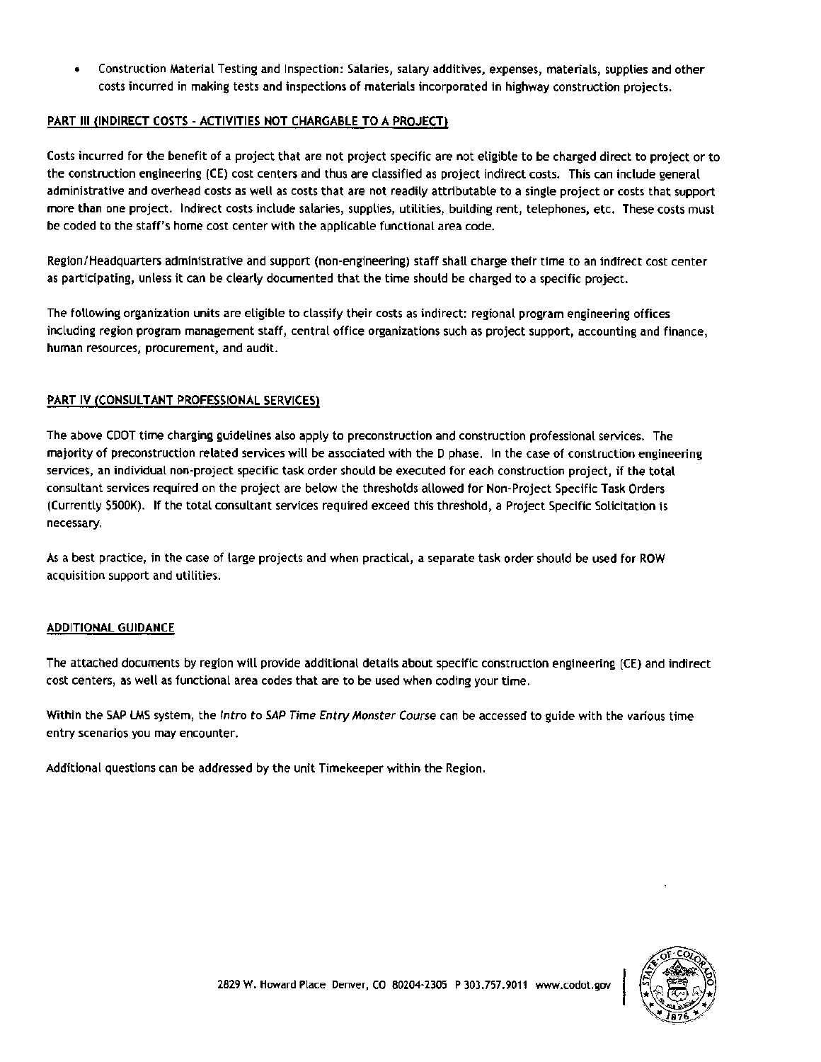- Construction Material Testing and Inspection: Salaries, salary additives, expenses, materials, supplies and other costs incurred in making tests and inspections of materials incorporated in highway construction projects.

**PART III (INDIRECT COSTS - ACTIVITIES NOT CHARGABLE TO A PROJECT)**

Costs incurred for the benefit of a project that are not project specific are not eligible to be charged direct to project or to the construction engineering (CE) cost centers and thus are classified as project indirect costs. This can include general administrative and overhead costs as well as costs that are not readily attributable to a single project or costs that support more than one project. Indirect costs include salaries, supplies, utilities, building rent, telephones, etc. These costs must be coded to the staff's home cost center with the applicable functional area code.

Region/Headquarters administrative and support (non-engineering) staff shall charge their time to an indirect cost center as participating, unless it can be clearly documented that the time should be charged to a specific project.

The following organization units are eligible to classify their costs as indirect: regional program engineering offices including region program management staff, central office organizations such as project support, accounting and finance, human resources, procurement, and audit.

**PART IV (CONSULTANT PROFESSIONAL SERVICES)**

The above CDOT time charging guidelines also apply to preconstruction and construction professional services. The majority of preconstruction related services will be associated with the D phase. In the case of construction engineering services, an individual non-project specific task order should be executed for each construction project, if the total consultant services required on the project are below the thresholds allowed for Non-Project Specific Task Orders (Currently $500K). If the total consultant services required exceed this threshold, a Project Specific Solicitation is necessary.

As a best practice, in the case of large projects and when practical, a separate task order should be used for ROW acquisition support and utilities.

**ADDITIONAL GUIDANCE**

The attached documents by region will provide additional details about specific construction engineering (CE) and indirect cost centers, as well as functional area codes that are to be used when coding your time.

Within the SAP LMS system, the *Intro to SAP Time Entry Monster Course* can be accessed to guide with the various time entry scenarios you may encounter.

Additional questions can be addressed by the unit Timekeeper within the Region.